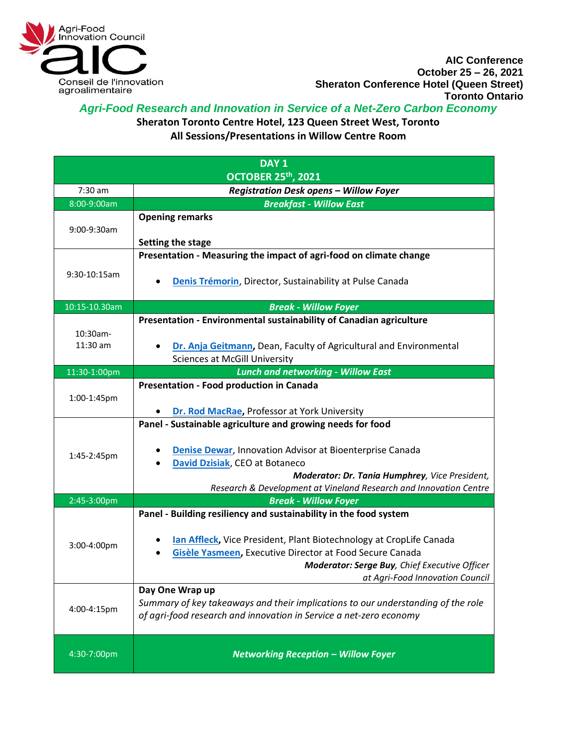Agri-Food Innovation Council
Conseil de l'innovation agroalimentaire

**AIC Conference**
**October 25 – 26, 2021**
**Sheraton Conference Hotel (Queen Street)**
**Toronto Ontario**

## *Agri-Food Research and Innovation in Service of a Net-Zero Carbon Economy*

**Sheraton Toronto Centre Hotel, 123 Queen Street West, Toronto**
**All Sessions/Presentations in Willow Centre Room**

| DAY 1 OCTOBER 25th, 2021 | |
|---|---|
| 7:30 am | ***Registration Desk opens – Willow Foyer*** |
| 8:00-9:00am | ***Breakfast - Willow East*** |
| 9:00-9:30am | **Opening remarks**<br><br>**Setting the stage** |
| 9:30-10:15am | **Presentation - Measuring the impact of agri-food on climate change**<br><br>• Denis Trémorin, Director, Sustainability at Pulse Canada |
| 10:15-10.30am | ***Break - Willow Foyer*** |
| 10:30am-11:30 am | **Presentation - Environmental sustainability of Canadian agriculture**<br><br>• **Dr. Anja Geitmann,** Dean, Faculty of Agricultural and Environmental Sciences at McGill University |
| 11:30-1:00pm | ***Lunch and networking - Willow East*** |
| 1:00-1:45pm | **Presentation - Food production in Canada**<br><br>• **Dr. Rod MacRae,** Professor at York University |
| 1:45-2:45pm | **Panel - Sustainable agriculture and growing needs for food**<br><br>• Denise Dewar, Innovation Advisor at Bioenterprise Canada<br>• David Dzisiak, CEO at Botaneco<br>***Moderator: Dr. Tania Humphrey****, Vice President, Research & Development at Vineland Research and Innovation Centre* |
| 2:45-3:00pm | ***Break - Willow Foyer*** |
| 3:00-4:00pm | **Panel - Building resiliency and sustainability in the food system**<br><br>• **Ian Affleck,** Vice President, Plant Biotechnology at CropLife Canada<br>• **Gisèle Yasmeen,** Executive Director at Food Secure Canada<br>***Moderator: Serge Buy****, Chief Executive Officer at Agri-Food Innovation Council* |
| 4:00-4:15pm | **Day One Wrap up**<br>*Summary of key takeaways and their implications to our understanding of the role of agri-food research and innovation in Service a net-zero economy* |
| 4:30-7:00pm | ***Networking Reception – Willow Foyer*** |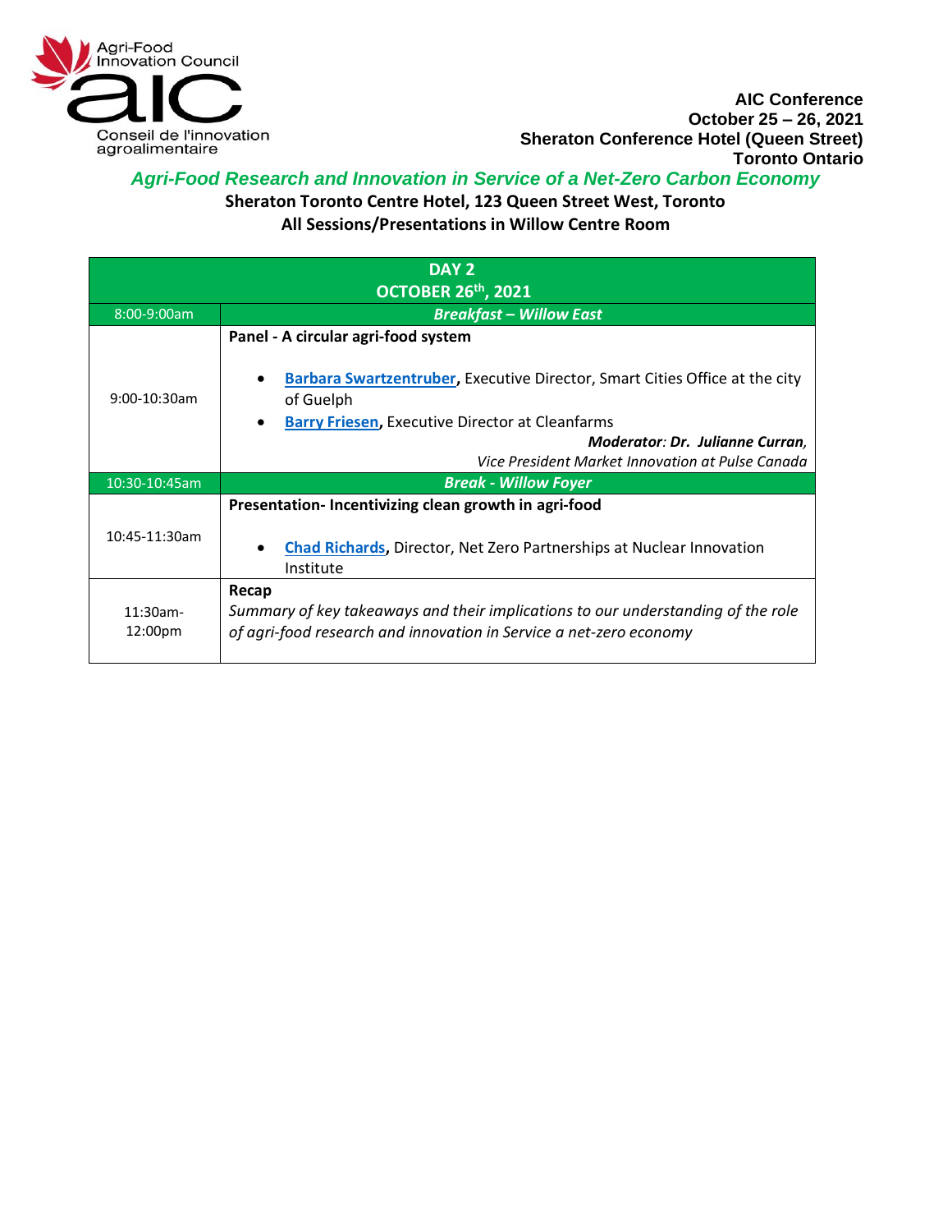Agri-Food Innovation Council
aic
Conseil de l'innovation agroalimentaire

**AIC Conference**
**October 25 – 26, 2021**
**Sheraton Conference Hotel (Queen Street)**
**Toronto Ontario**

## *Agri-Food Research and Innovation in Service of a Net-Zero Carbon Economy*

**Sheraton Toronto Centre Hotel, 123 Queen Street West, Toronto**
**All Sessions/Presentations in Willow Centre Room**

| | |
|---|---|
| **DAY 2** **OCTOBER 26th, 2021** | |
| 8:00-9:00am | ***Breakfast – Willow East*** |
| 9:00-10:30am | **Panel - A circular agri-food system**<br><br>• **Barbara Swartzentruber**, Executive Director, Smart Cities Office at the city of Guelph<br>• **Barry Friesen**, Executive Director at Cleanfarms<br>***Moderator**: **Dr. Julianne Curran**,*<br>*Vice President Market Innovation at Pulse Canada* |
| 10:30-10:45am | ***Break - Willow Foyer*** |
| 10:45-11:30am | **Presentation- Incentivizing clean growth in agri-food**<br><br>• **Chad Richards**, Director, Net Zero Partnerships at Nuclear Innovation Institute |
| 11:30am-12:00pm | **Recap**<br>*Summary of key takeaways and their implications to our understanding of the role of agri-food research and innovation in Service a net-zero economy* |